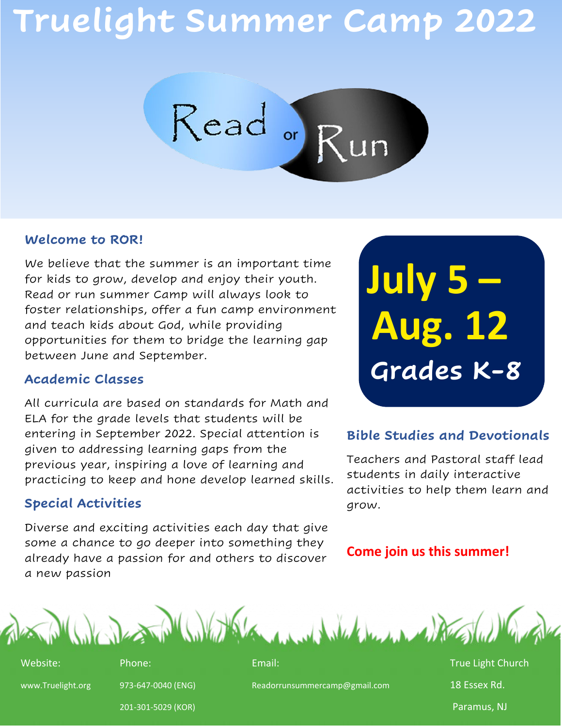# Truelight Summer Camp 2022

Read or Run

## Welcome to ROR!

We believe that the summer is an important time for kids to grow, develop and enjoy their youth. Read or run summer Camp will always look to foster relationships, offer a fun camp environment and teach kids about God, while providing opportunities for them to bridge the learning gap between June and September.

## Academic Classes

All curricula are based on standards for Math and ELA for the grade levels that students will be entering in September 2022. Special attention is given to addressing learning gaps from the previous year, inspiring a love of learning and practicing to keep and hone develop learned skills.

## Special Activities

Diverse and exciting activities each day that give some a chance to go deeper into something they already have a passion for and others to discover a new passion

**July 5 – Aug. 12**

**Grades K-8**

## Bible Studies and Devotionals

Teachers and Pastoral staff lead students in daily interactive activities to help them learn and grow.

**Come join us this summer!**

Website: www.Truelight.org

Phone: 973-647-0040 (ENG), 201-301-5029 (KOR)

Email: Readorrunsummercamp@gmail.com

True Light Church
18 Essex Rd.
Paramus, NJ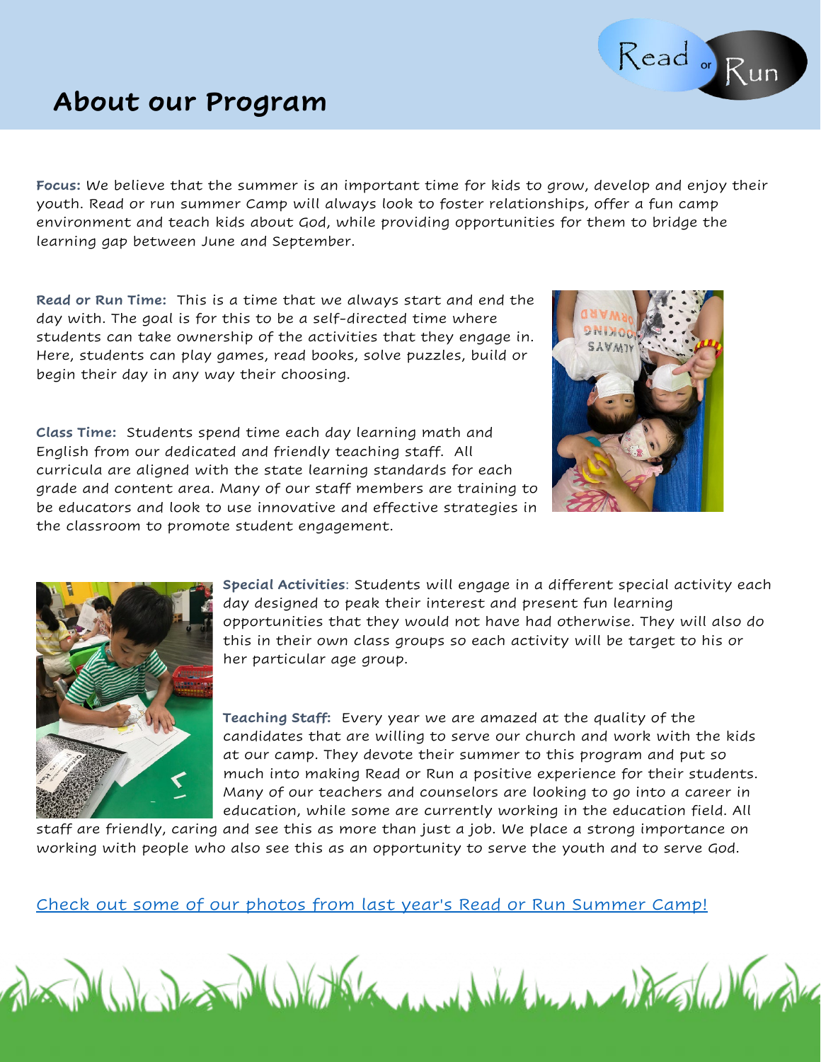# About our Program

**Focus:** We believe that the summer is an important time for kids to grow, develop and enjoy their youth. Read or run summer Camp will always look to foster relationships, offer a fun camp environment and teach kids about God, while providing opportunities for them to bridge the learning gap between June and September.

**Read or Run Time:** This is a time that we always start and end the day with. The goal is for this to be a self-directed time where students can take ownership of the activities that they engage in. Here, students can play games, read books, solve puzzles, build or begin their day in any way their choosing.

**Class Time:** Students spend time each day learning math and English from our dedicated and friendly teaching staff. All curricula are aligned with the state learning standards for each grade and content area. Many of our staff members are training to be educators and look to use innovative and effective strategies in the classroom to promote student engagement.

**Special Activities**: Students will engage in a different special activity each day designed to peak their interest and present fun learning opportunities that they would not have had otherwise. They will also do this in their own class groups so each activity will be target to his or her particular age group.

**Teaching Staff:** Every year we are amazed at the quality of the candidates that are willing to serve our church and work with the kids at our camp. They devote their summer to this program and put so much into making Read or Run a positive experience for their students. Many of our teachers and counselors are looking to go into a career in education, while some are currently working in the education field. All staff are friendly, caring and see this as more than just a job. We place a strong importance on working with people who also see this as an opportunity to serve the youth and to serve God.

Check out some of our photos from last year's Read or Run Summer Camp!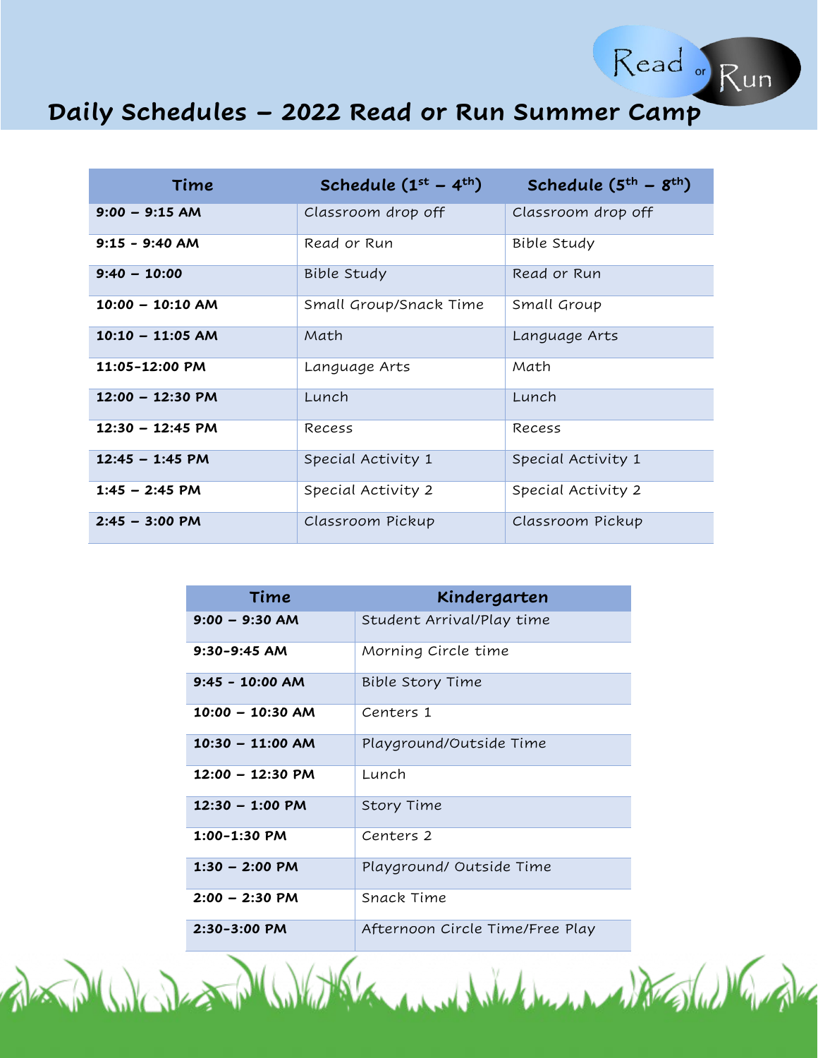# Daily Schedules – 2022 Read or Run Summer Camp

| Time | Schedule (1st – 4th) | Schedule (5th – 8th) |
|---|---|---|
| **9:00 – 9:15 AM** | Classroom drop off | Classroom drop off |
| **9:15 - 9:40 AM** | Read or Run | Bible Study |
| **9:40 – 10:00** | Bible Study | Read or Run |
| **10:00 – 10:10 AM** | Small Group/Snack Time | Small Group |
| **10:10 – 11:05 AM** | Math | Language Arts |
| **11:05-12:00 PM** | Language Arts | Math |
| **12:00 – 12:30 PM** | Lunch | Lunch |
| **12:30 – 12:45 PM** | Recess | Recess |
| **12:45 – 1:45 PM** | Special Activity 1 | Special Activity 1 |
| **1:45 – 2:45 PM** | Special Activity 2 | Special Activity 2 |
| **2:45 – 3:00 PM** | Classroom Pickup | Classroom Pickup |

| Time | Kindergarten |
|---|---|
| **9:00 – 9:30 AM** | Student Arrival/Play time |
| **9:30-9:45 AM** | Morning Circle time |
| **9:45 - 10:00 AM** | Bible Story Time |
| **10:00 – 10:30 AM** | Centers 1 |
| **10:30 – 11:00 AM** | Playground/Outside Time |
| **12:00 – 12:30 PM** | Lunch |
| **12:30 – 1:00 PM** | Story Time |
| **1:00-1:30 PM** | Centers 2 |
| **1:30 – 2:00 PM** | Playground/ Outside Time |
| **2:00 – 2:30 PM** | Snack Time |
| **2:30-3:00 PM** | Afternoon Circle Time/Free Play |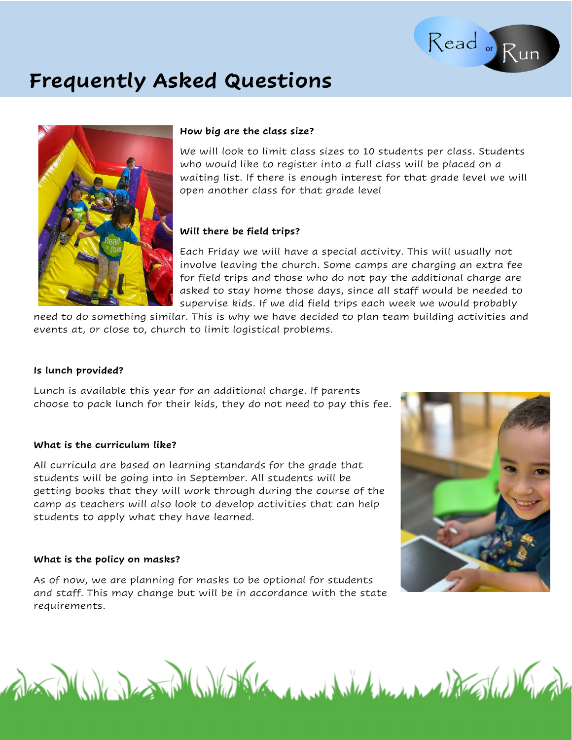# Frequently Asked Questions

**How big are the class size?**

We will look to limit class sizes to 10 students per class. Students who would like to register into a full class will be placed on a waiting list. If there is enough interest for that grade level we will open another class for that grade level

**Will there be field trips?**

Each Friday we will have a special activity. This will usually not involve leaving the church. Some camps are charging an extra fee for field trips and those who do not pay the additional charge are asked to stay home those days, since all staff would be needed to supervise kids. If we did field trips each week we would probably need to do something similar. This is why we have decided to plan team building activities and events at, or close to, church to limit logistical problems.

**Is lunch provided?**

Lunch is available this year for an additional charge. If parents choose to pack lunch for their kids, they do not need to pay this fee.

**What is the curriculum like?**

All curricula are based on learning standards for the grade that students will be going into in September. All students will be getting books that they will work through during the course of the camp as teachers will also look to develop activities that can help students to apply what they have learned.

**What is the policy on masks?**

As of now, we are planning for masks to be optional for students and staff. This may change but will be in accordance with the state requirements.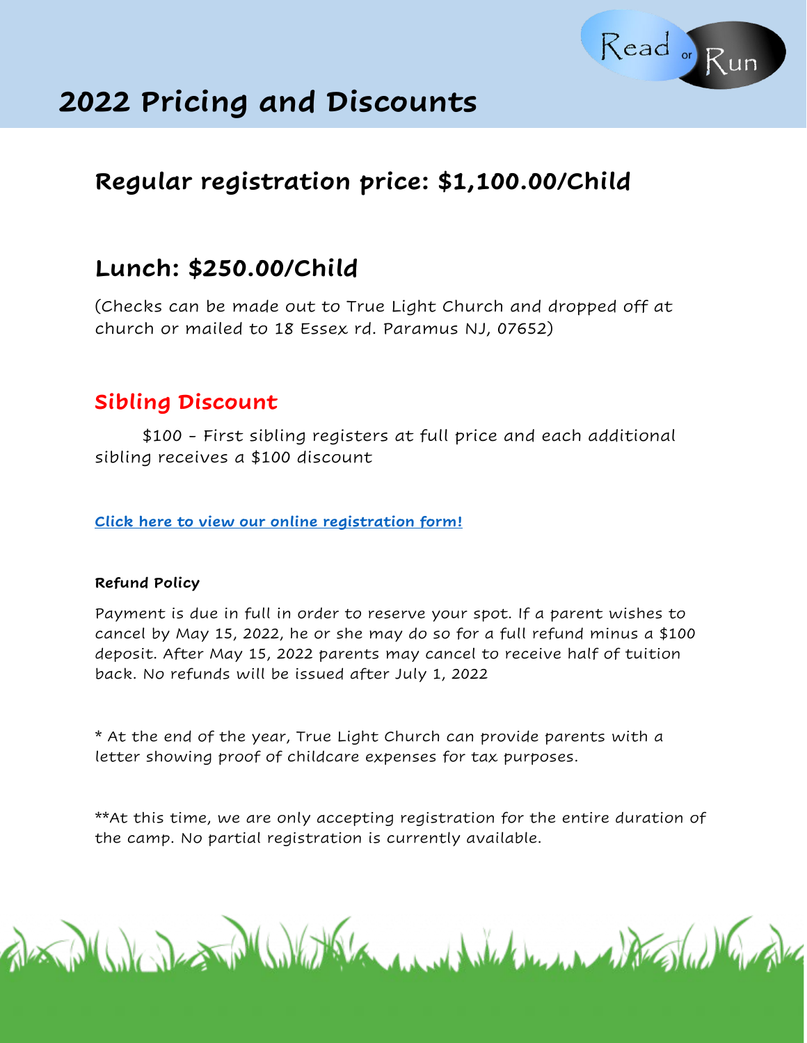# 2022 Pricing and Discounts

## Regular registration price: $1,100.00/Child

## Lunch: $250.00/Child

(Checks can be made out to True Light Church and dropped off at church or mailed to 18 Essex rd. Paramus NJ, 07652)

### Sibling Discount

$100 - First sibling registers at full price and each additional sibling receives a $100 discount

**Click here to view our online registration form!**

**Refund Policy**

Payment is due in full in order to reserve your spot. If a parent wishes to cancel by May 15, 2022, he or she may do so for a full refund minus a $100 deposit. After May 15, 2022 parents may cancel to receive half of tuition back. No refunds will be issued after July 1, 2022

* At the end of the year, True Light Church can provide parents with a letter showing proof of childcare expenses for tax purposes.

**At this time, we are only accepting registration for the entire duration of the camp. No partial registration is currently available.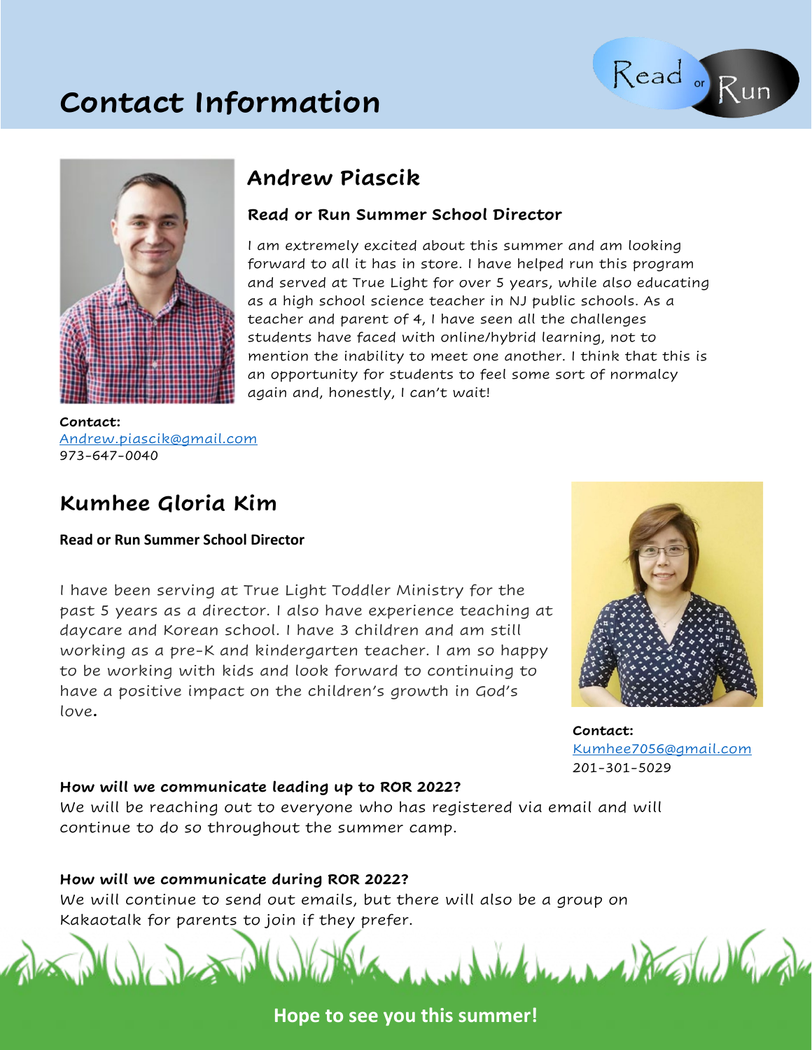# Contact Information

## Andrew Piascik

### Read or Run Summer School Director

I am extremely excited about this summer and am looking forward to all it has in store. I have helped run this program and served at True Light for over 5 years, while also educating as a high school science teacher in NJ public schools. As a teacher and parent of 4, I have seen all the challenges students have faced with online/hybrid learning, not to mention the inability to meet one another. I think that this is an opportunity for students to feel some sort of normalcy again and, honestly, I can't wait!

**Contact:**
Andrew.piascik@gmail.com
973-647-0040

## Kumhee Gloria Kim

### Read or Run Summer School Director

I have been serving at True Light Toddler Ministry for the past 5 years as a director. I also have experience teaching at daycare and Korean school. I have 3 children and am still working as a pre-K and kindergarten teacher. I am so happy to be working with kids and look forward to continuing to have a positive impact on the children's growth in God's love.

**Contact:**
Kumhee7056@gmail.com
201-301-5029

**How will we communicate leading up to ROR 2022?**
We will be reaching out to everyone who has registered via email and will continue to do so throughout the summer camp.

**How will we communicate during ROR 2022?**
We will continue to send out emails, but there will also be a group on Kakaotalk for parents to join if they prefer.

**Hope to see you this summer!**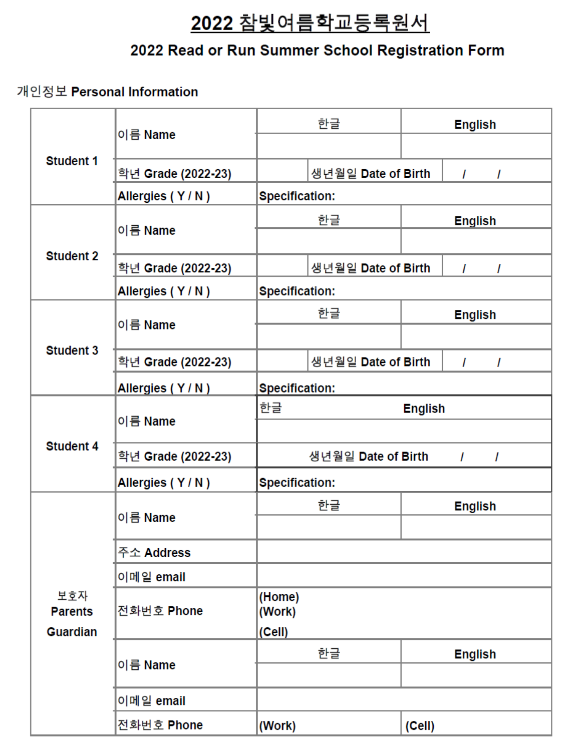# 2022 참빛여름학교등록원서

## 2022 Read or Run Summer School Registration Form

개인정보 **Personal Information**

| | | | | | |
|---|---|---|---|---|---|
| **Student 1** | 이름 **Name** | 한글 | | **English** | |
| | | | | | |
| | 학년 **Grade (2022-23)** | | 생년월일 **Date of Birth** | / / | |
| | **Allergies ( Y / N )** | **Specification:** | | | |
| **Student 2** | 이름 **Name** | 한글 | | **English** | |
| | | | | | |
| | 학년 **Grade (2022-23)** | | 생년월일 **Date of Birth** | / / | |
| | **Allergies ( Y / N )** | **Specification:** | | | |
| **Student 3** | 이름 **Name** | 한글 | | **English** | |
| | | | | | |
| | 학년 **Grade (2022-23)** | | 생년월일 **Date of Birth** | / / | |
| | **Allergies ( Y / N )** | **Specification:** | | | |
| **Student 4** | 이름 **Name** | 한글 | | **English** | |
| | | | | | |
| | 학년 **Grade (2022-23)** | | 생년월일 **Date of Birth** | / / | |
| | **Allergies ( Y / N )** | **Specification:** | | | |
| 보호자 **Parents Guardian** | 이름 **Name** | 한글 | | **English** | |
| | | | | | |
| | 주소 **Address** | | | | |
| | 이메일 **email** | | | | |
| | 전화번호 **Phone** | **(Home)** **(Work)** **(Cell)** | | | |
| | 이름 **Name** | 한글 | | **English** | |
| | | | | | |
| | 이메일 **email** | | | | |
| | 전화번호 **Phone** | **(Work)** | | **(Cell)** | |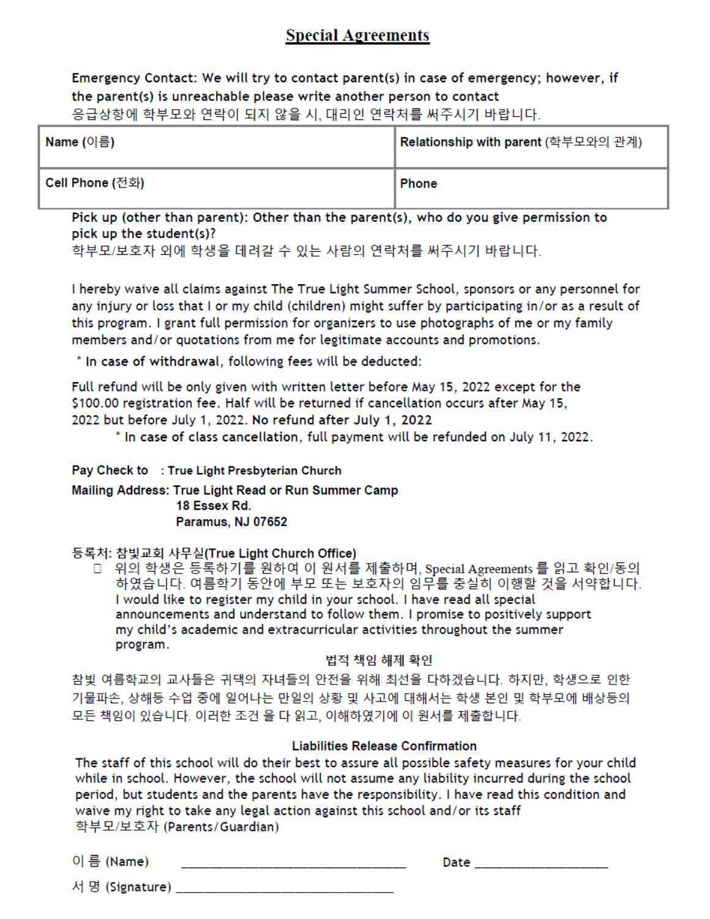# Special Agreements

Emergency Contact: We will try to contact parent(s) in case of emergency; however, if the parent(s) is unreachable please write another person to contact
응급상황에 학부모와 연락이 되지 않을 시, 대리인 연락처를 써주시기 바랍니다.

| | |
|---|---|
| **Name** (이름) | **Relationship with parent** (학부모와의 관계) |
| **Cell Phone** (전화) | **Phone** |

Pick up (other than parent): Other than the parent(s), who do you give permission to pick up the student(s)?
학부모/보호자 외에 학생을 데려갈 수 있는 사람의 연락처를 써주시기 바랍니다.

I hereby waive all claims against The True Light Summer School, sponsors or any personnel for any injury or loss that I or my child (children) might suffer by participating in/or as a result of this program. I grant full permission for organizers to use photographs of me or my family members and/or quotations from me for legitimate accounts and promotions.

* In case of withdrawal, following fees will be deducted:

Full refund will be only given with written letter before May 15, 2022 except for the $100.00 registration fee. Half will be returned if cancellation occurs after May 15, 2022 but before July 1, 2022. **No refund after July 1, 2022**

* In case of class cancellation, full payment will be refunded on July 11, 2022.

**Pay Check to : True Light Presbyterian Church**

**Mailing Address: True Light Read or Run Summer Camp**
**18 Essex Rd.**
**Paramus, NJ 07652**

**등록처: 참빛교회 사무실(True Light Church Office)**

- ☐ 위의 학생은 등록하기를 원하여 이 원서를 제출하며, Special Agreements 를 읽고 확인/동의하였습니다. 여름학기 동안에 부모 또는 보호자의 임무를 충실히 이행할 것을 서약합니다. I would like to register my child in your school. I have read all special announcements and understand to follow them. I promise to positively support my child's academic and extracurricular activities throughout the summer program.

**법적 책임 해제 확인**

참빛 여름학교의 교사들은 귀댁의 자녀들의 안전을 위해 최선을 다하겠습니다. 하지만, 학생으로 인한 기물파손, 상해등 수업 중에 일어나는 만일의 상황 및 사고에 대해서는 학생 본인 및 학부모에 배상등의 모든 책임이 있습니다. 이러한 조건 을 다 읽고, 이해하였기에 이 원서를 제출합니다.

**Liabilities Release Confirmation**

The staff of this school will do their best to assure all possible safety measures for your child while in school. However, the school will not assume any liability incurred during the school period, but students and the parents have the responsibility. I have read this condition and waive my right to take any legal action against this school and/or its staff
학부모/보호자 (Parents/Guardian)

이 름 (Name) ______________________ Date ______________

서 명 (Signature) ______________________